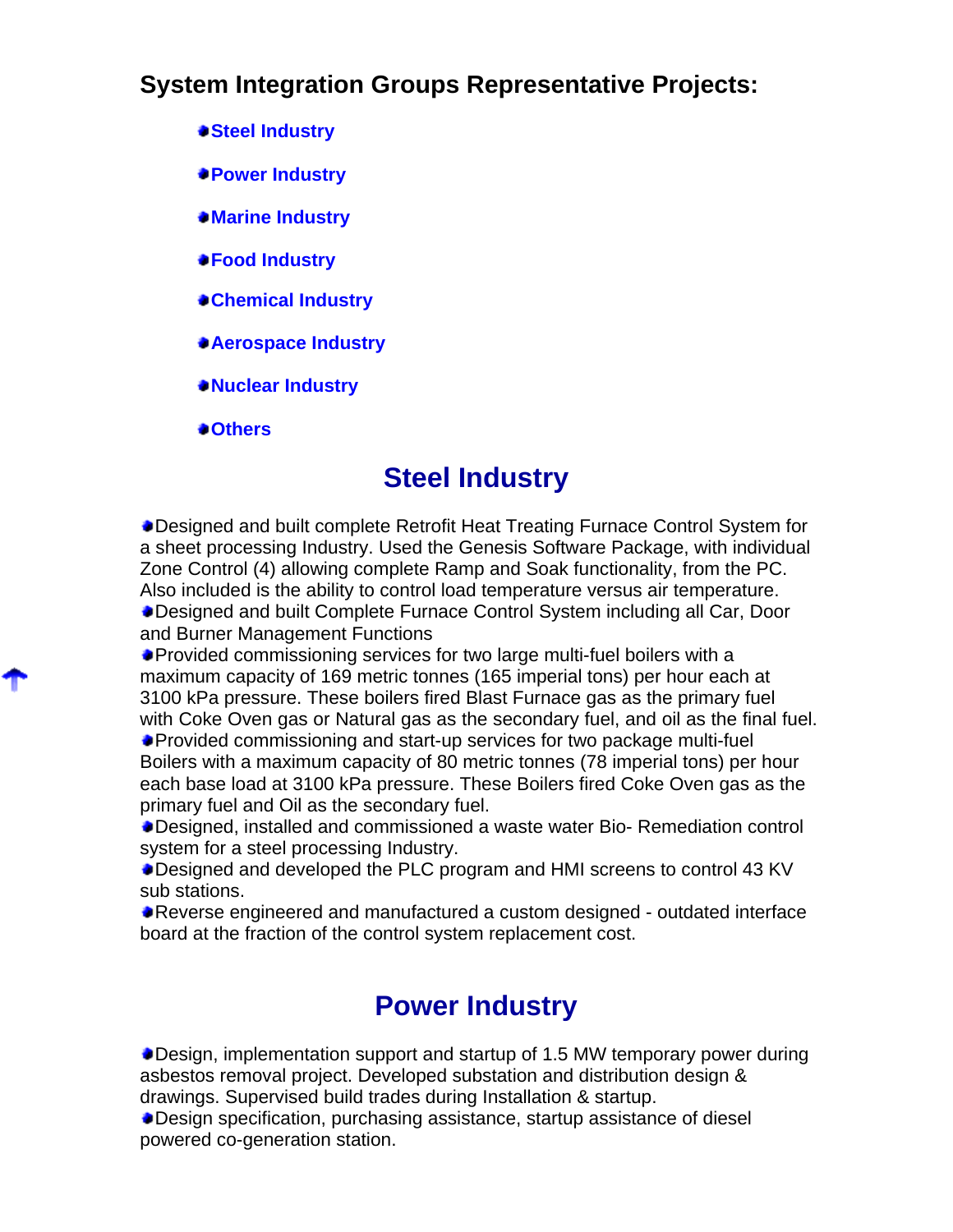## System Integration Groups Representative Projects:

- **Steel Industry**
- **Power Industry**
- **Marine Industry**
- **Food Industry**
- **Chemical Industry**
- **Aerospace Industry**
- **Nuclear Industry**
- **Others**

# Steel Industry

- Designed and built complete Retrofit Heat Treating Furnace Control System for a sheet processing Industry. Used the Genesis Software Package, with individual Zone Control (4) allowing complete Ramp and Soak functionality, from the PC. Also included is the ability to control load temperature versus air temperature.
- Designed and built Complete Furnace Control System including all Car, Door and Burner Management Functions
- Provided commissioning services for two large multi-fuel boilers with a maximum capacity of 169 metric tonnes (165 imperial tons) per hour each at 3100 kPa pressure. These boilers fired Blast Furnace gas as the primary fuel with Coke Oven gas or Natural gas as the secondary fuel, and oil as the final fuel.
- Provided commissioning and start-up services for two package multi-fuel Boilers with a maximum capacity of 80 metric tonnes (78 imperial tons) per hour each base load at 3100 kPa pressure. These Boilers fired Coke Oven gas as the primary fuel and Oil as the secondary fuel.
- Designed, installed and commissioned a waste water Bio- Remediation control system for a steel processing Industry.
- Designed and developed the PLC program and HMI screens to control 43 KV sub stations.
- Reverse engineered and manufactured a custom designed - outdated interface board at the fraction of the control system replacement cost.

# Power Industry

- Design, implementation support and startup of 1.5 MW temporary power during asbestos removal project. Developed substation and distribution design & drawings. Supervised build trades during Installation & startup.
- Design specification, purchasing assistance, startup assistance of diesel powered co-generation station.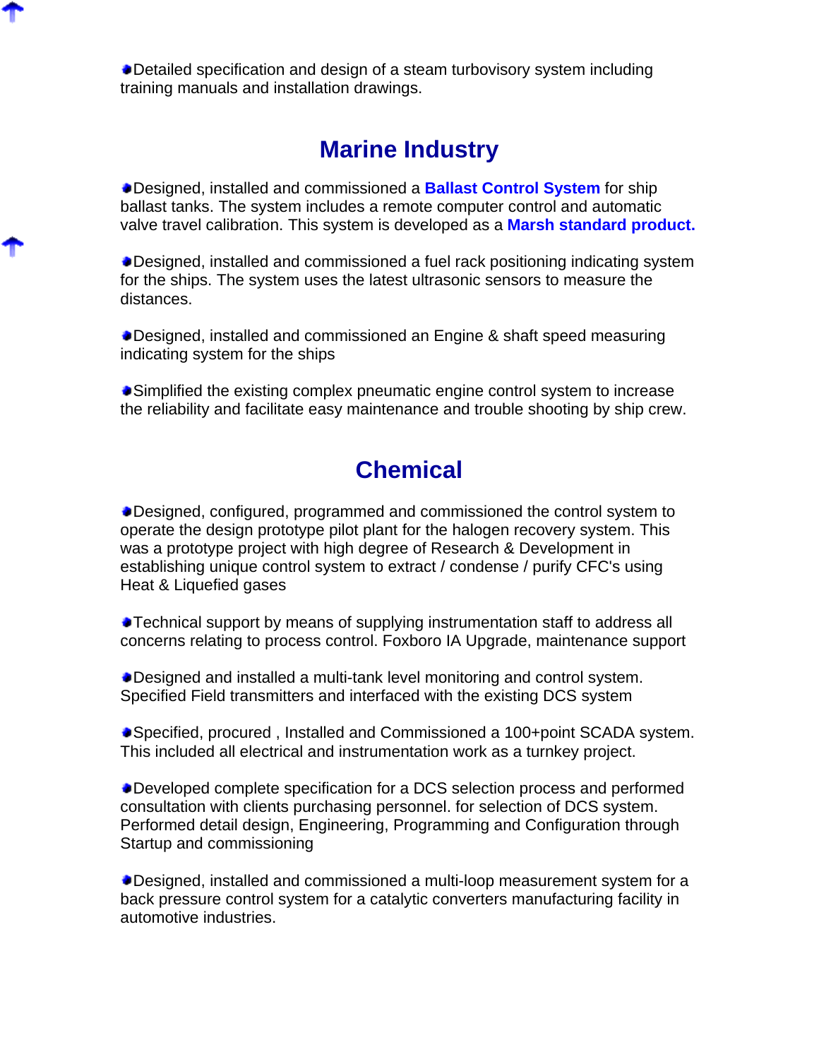- Detailed specification and design of a steam turbovisory system including training manuals and installation drawings.

## Marine Industry

- Designed, installed and commissioned a **Ballast Control System** for ship ballast tanks. The system includes a remote computer control and automatic valve travel calibration. This system is developed as a **Marsh standard product.**

- Designed, installed and commissioned a fuel rack positioning indicating system for the ships. The system uses the latest ultrasonic sensors to measure the distances.

- Designed, installed and commissioned an Engine & shaft speed measuring indicating system for the ships

- Simplified the existing complex pneumatic engine control system to increase the reliability and facilitate easy maintenance and trouble shooting by ship crew.

## Chemical

- Designed, configured, programmed and commissioned the control system to operate the design prototype pilot plant for the halogen recovery system. This was a prototype project with high degree of Research & Development in establishing unique control system to extract / condense / purify CFC's using Heat & Liquefied gases

- Technical support by means of supplying instrumentation staff to address all concerns relating to process control. Foxboro IA Upgrade, maintenance support

- Designed and installed a multi-tank level monitoring and control system. Specified Field transmitters and interfaced with the existing DCS system

- Specified, procured , Installed and Commissioned a 100+point SCADA system. This included all electrical and instrumentation work as a turnkey project.

- Developed complete specification for a DCS selection process and performed consultation with clients purchasing personnel. for selection of DCS system. Performed detail design, Engineering, Programming and Configuration through Startup and commissioning

- Designed, installed and commissioned a multi-loop measurement system for a back pressure control system for a catalytic converters manufacturing facility in automotive industries.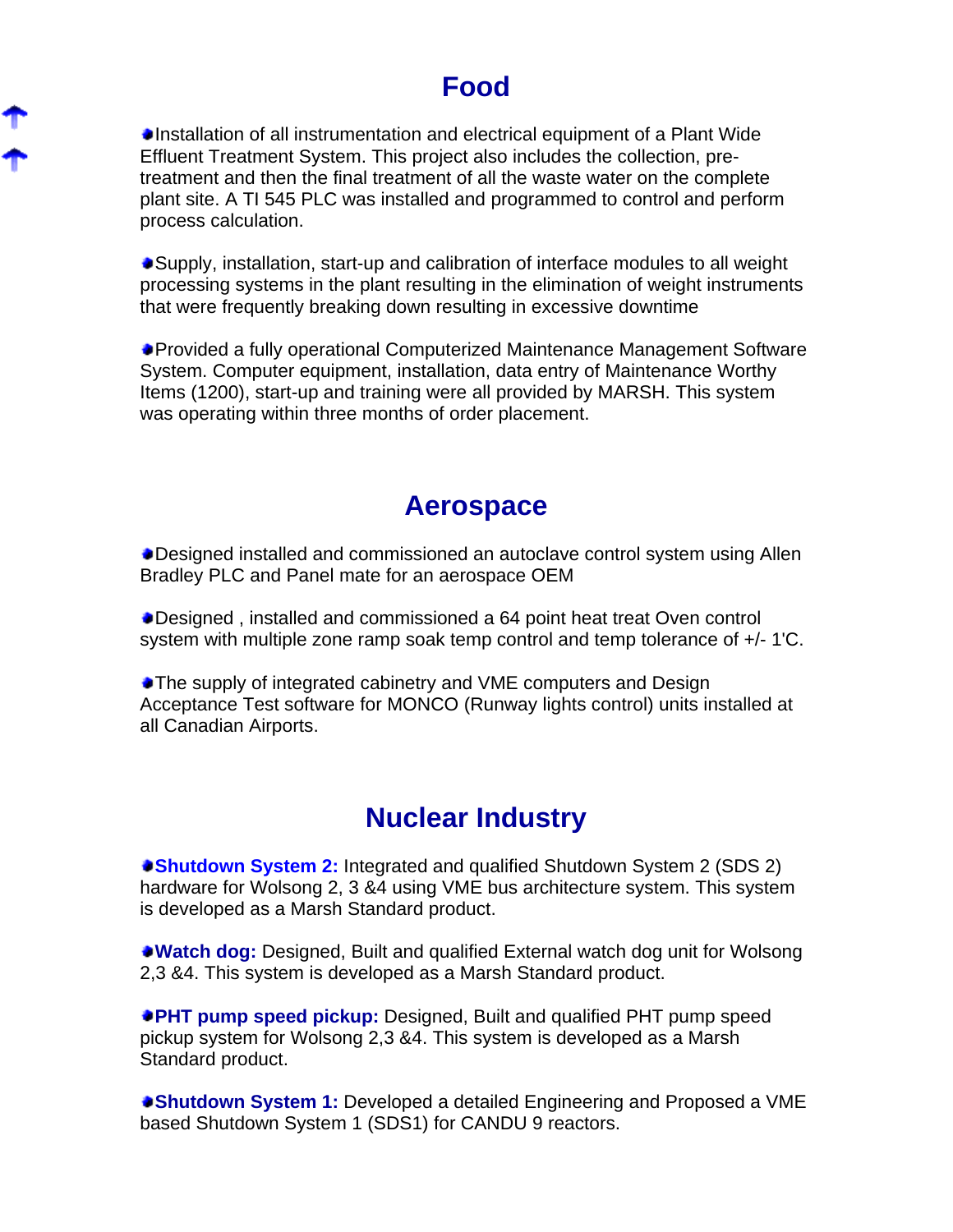## Food

- Installation of all instrumentation and electrical equipment of a Plant Wide Effluent Treatment System. This project also includes the collection, pre-treatment and then the final treatment of all the waste water on the complete plant site. A TI 545 PLC was installed and programmed to control and perform process calculation.

- Supply, installation, start-up and calibration of interface modules to all weight processing systems in the plant resulting in the elimination of weight instruments that were frequently breaking down resulting in excessive downtime

- Provided a fully operational Computerized Maintenance Management Software System. Computer equipment, installation, data entry of Maintenance Worthy Items (1200), start-up and training were all provided by MARSH. This system was operating within three months of order placement.

## Aerospace

- Designed installed and commissioned an autoclave control system using Allen Bradley PLC and Panel mate for an aerospace OEM

- Designed , installed and commissioned a 64 point heat treat Oven control system with multiple zone ramp soak temp control and temp tolerance of +/- 1'C.

- The supply of integrated cabinetry and VME computers and Design Acceptance Test software for MONCO (Runway lights control) units installed at all Canadian Airports.

## Nuclear Industry

- **Shutdown System 2:** Integrated and qualified Shutdown System 2 (SDS 2) hardware for Wolsong 2, 3 &4 using VME bus architecture system. This system is developed as a Marsh Standard product.

- **Watch dog:** Designed, Built and qualified External watch dog unit for Wolsong 2,3 &4. This system is developed as a Marsh Standard product.

- **PHT pump speed pickup:** Designed, Built and qualified PHT pump speed pickup system for Wolsong 2,3 &4. This system is developed as a Marsh Standard product.

- **Shutdown System 1:** Developed a detailed Engineering and Proposed a VME based Shutdown System 1 (SDS1) for CANDU 9 reactors.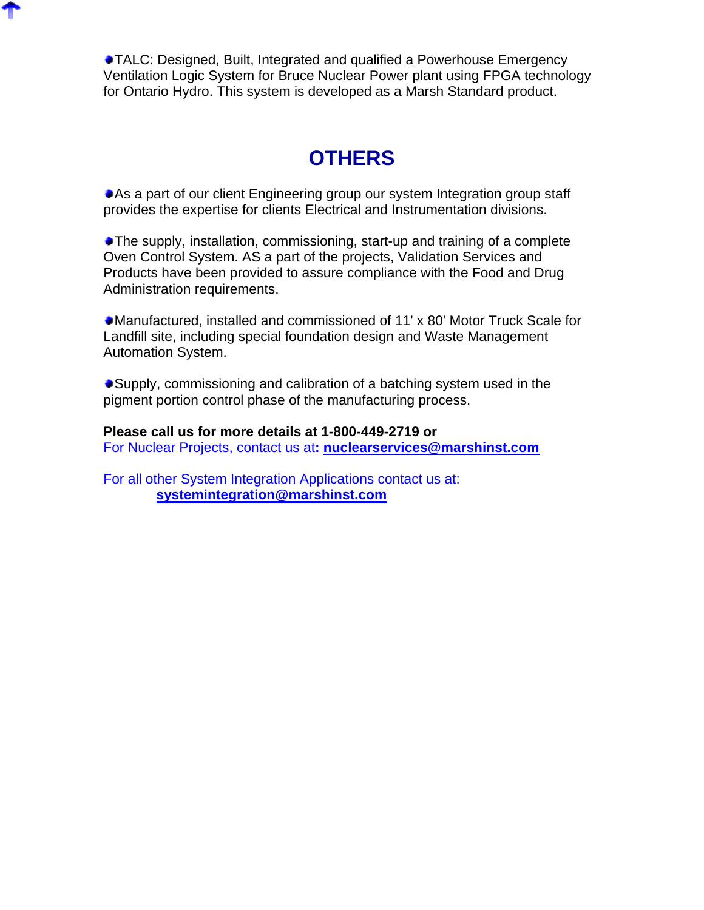- TALC: Designed, Built, Integrated and qualified a Powerhouse Emergency Ventilation Logic System for Bruce Nuclear Power plant using FPGA technology for Ontario Hydro. This system is developed as a Marsh Standard product.

## OTHERS

- As a part of our client Engineering group our system Integration group staff provides the expertise for clients Electrical and Instrumentation divisions.

- The supply, installation, commissioning, start-up and training of a complete Oven Control System. AS a part of the projects, Validation Services and Products have been provided to assure compliance with the Food and Drug Administration requirements.

- Manufactured, installed and commissioned of 11' x 80' Motor Truck Scale for Landfill site, including special foundation design and Waste Management Automation System.

- Supply, commissioning and calibration of a batching system used in the pigment portion control phase of the manufacturing process.

**Please call us for more details at 1-800-449-2719 or**
For Nuclear Projects, contact us at**: nuclearservices@marshinst.com**

For all other System Integration Applications contact us at:
**systemintegration@marshinst.com**